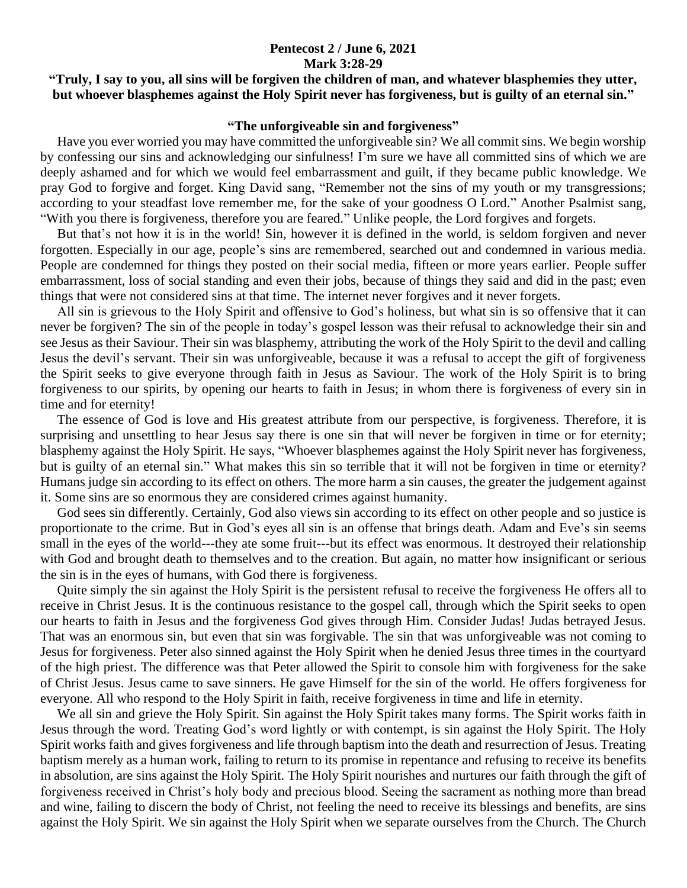**Pentecost 2 / June 6, 2021**
**Mark 3:28-29**
**"Truly, I say to you, all sins will be forgiven the children of man, and whatever blasphemies they utter, but whoever blasphemes against the Holy Spirit never has forgiveness, but is guilty of an eternal sin."**

## "The unforgiveable sin and forgiveness"

Have you ever worried you may have committed the unforgiveable sin? We all commit sins. We begin worship by confessing our sins and acknowledging our sinfulness! I'm sure we have all committed sins of which we are deeply ashamed and for which we would feel embarrassment and guilt, if they became public knowledge. We pray God to forgive and forget. King David sang, "Remember not the sins of my youth or my transgressions; according to your steadfast love remember me, for the sake of your goodness O Lord." Another Psalmist sang, "With you there is forgiveness, therefore you are feared." Unlike people, the Lord forgives and forgets.

But that's not how it is in the world! Sin, however it is defined in the world, is seldom forgiven and never forgotten. Especially in our age, people's sins are remembered, searched out and condemned in various media. People are condemned for things they posted on their social media, fifteen or more years earlier. People suffer embarrassment, loss of social standing and even their jobs, because of things they said and did in the past; even things that were not considered sins at that time. The internet never forgives and it never forgets.

All sin is grievous to the Holy Spirit and offensive to God's holiness, but what sin is so offensive that it can never be forgiven? The sin of the people in today's gospel lesson was their refusal to acknowledge their sin and see Jesus as their Saviour. Their sin was blasphemy, attributing the work of the Holy Spirit to the devil and calling Jesus the devil's servant. Their sin was unforgiveable, because it was a refusal to accept the gift of forgiveness the Spirit seeks to give everyone through faith in Jesus as Saviour. The work of the Holy Spirit is to bring forgiveness to our spirits, by opening our hearts to faith in Jesus; in whom there is forgiveness of every sin in time and for eternity!

The essence of God is love and His greatest attribute from our perspective, is forgiveness. Therefore, it is surprising and unsettling to hear Jesus say there is one sin that will never be forgiven in time or for eternity; blasphemy against the Holy Spirit. He says, "Whoever blasphemes against the Holy Spirit never has forgiveness, but is guilty of an eternal sin." What makes this sin so terrible that it will not be forgiven in time or eternity? Humans judge sin according to its effect on others. The more harm a sin causes, the greater the judgement against it. Some sins are so enormous they are considered crimes against humanity.

God sees sin differently. Certainly, God also views sin according to its effect on other people and so justice is proportionate to the crime. But in God's eyes all sin is an offense that brings death. Adam and Eve's sin seems small in the eyes of the world---they ate some fruit---but its effect was enormous. It destroyed their relationship with God and brought death to themselves and to the creation. But again, no matter how insignificant or serious the sin is in the eyes of humans, with God there is forgiveness.

Quite simply the sin against the Holy Spirit is the persistent refusal to receive the forgiveness He offers all to receive in Christ Jesus. It is the continuous resistance to the gospel call, through which the Spirit seeks to open our hearts to faith in Jesus and the forgiveness God gives through Him. Consider Judas! Judas betrayed Jesus. That was an enormous sin, but even that sin was forgivable. The sin that was unforgiveable was not coming to Jesus for forgiveness. Peter also sinned against the Holy Spirit when he denied Jesus three times in the courtyard of the high priest. The difference was that Peter allowed the Spirit to console him with forgiveness for the sake of Christ Jesus. Jesus came to save sinners. He gave Himself for the sin of the world. He offers forgiveness for everyone. All who respond to the Holy Spirit in faith, receive forgiveness in time and life in eternity.

We all sin and grieve the Holy Spirit. Sin against the Holy Spirit takes many forms. The Spirit works faith in Jesus through the word. Treating God's word lightly or with contempt, is sin against the Holy Spirit. The Holy Spirit works faith and gives forgiveness and life through baptism into the death and resurrection of Jesus. Treating baptism merely as a human work, failing to return to its promise in repentance and refusing to receive its benefits in absolution, are sins against the Holy Spirit. The Holy Spirit nourishes and nurtures our faith through the gift of forgiveness received in Christ's holy body and precious blood. Seeing the sacrament as nothing more than bread and wine, failing to discern the body of Christ, not feeling the need to receive its blessings and benefits, are sins against the Holy Spirit. We sin against the Holy Spirit when we separate ourselves from the Church. The Church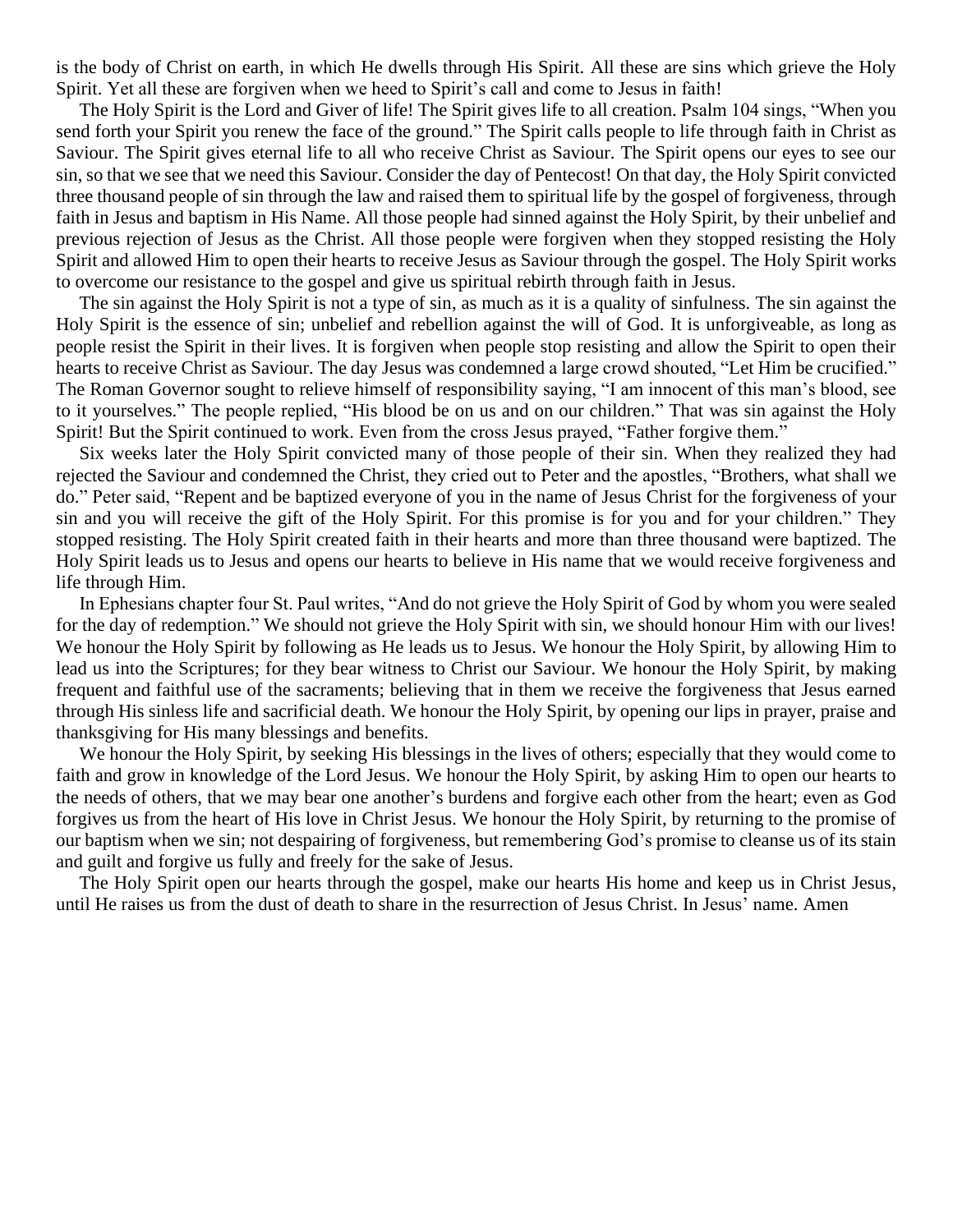is the body of Christ on earth, in which He dwells through His Spirit. All these are sins which grieve the Holy Spirit. Yet all these are forgiven when we heed to Spirit's call and come to Jesus in faith!

The Holy Spirit is the Lord and Giver of life! The Spirit gives life to all creation. Psalm 104 sings, "When you send forth your Spirit you renew the face of the ground." The Spirit calls people to life through faith in Christ as Saviour. The Spirit gives eternal life to all who receive Christ as Saviour. The Spirit opens our eyes to see our sin, so that we see that we need this Saviour. Consider the day of Pentecost! On that day, the Holy Spirit convicted three thousand people of sin through the law and raised them to spiritual life by the gospel of forgiveness, through faith in Jesus and baptism in His Name. All those people had sinned against the Holy Spirit, by their unbelief and previous rejection of Jesus as the Christ. All those people were forgiven when they stopped resisting the Holy Spirit and allowed Him to open their hearts to receive Jesus as Saviour through the gospel. The Holy Spirit works to overcome our resistance to the gospel and give us spiritual rebirth through faith in Jesus.

The sin against the Holy Spirit is not a type of sin, as much as it is a quality of sinfulness. The sin against the Holy Spirit is the essence of sin; unbelief and rebellion against the will of God. It is unforgiveable, as long as people resist the Spirit in their lives. It is forgiven when people stop resisting and allow the Spirit to open their hearts to receive Christ as Saviour. The day Jesus was condemned a large crowd shouted, "Let Him be crucified." The Roman Governor sought to relieve himself of responsibility saying, "I am innocent of this man's blood, see to it yourselves." The people replied, "His blood be on us and on our children." That was sin against the Holy Spirit! But the Spirit continued to work. Even from the cross Jesus prayed, "Father forgive them."

Six weeks later the Holy Spirit convicted many of those people of their sin. When they realized they had rejected the Saviour and condemned the Christ, they cried out to Peter and the apostles, "Brothers, what shall we do." Peter said, "Repent and be baptized everyone of you in the name of Jesus Christ for the forgiveness of your sin and you will receive the gift of the Holy Spirit. For this promise is for you and for your children." They stopped resisting. The Holy Spirit created faith in their hearts and more than three thousand were baptized. The Holy Spirit leads us to Jesus and opens our hearts to believe in His name that we would receive forgiveness and life through Him.

In Ephesians chapter four St. Paul writes, "And do not grieve the Holy Spirit of God by whom you were sealed for the day of redemption." We should not grieve the Holy Spirit with sin, we should honour Him with our lives! We honour the Holy Spirit by following as He leads us to Jesus. We honour the Holy Spirit, by allowing Him to lead us into the Scriptures; for they bear witness to Christ our Saviour. We honour the Holy Spirit, by making frequent and faithful use of the sacraments; believing that in them we receive the forgiveness that Jesus earned through His sinless life and sacrificial death. We honour the Holy Spirit, by opening our lips in prayer, praise and thanksgiving for His many blessings and benefits.

We honour the Holy Spirit, by seeking His blessings in the lives of others; especially that they would come to faith and grow in knowledge of the Lord Jesus. We honour the Holy Spirit, by asking Him to open our hearts to the needs of others, that we may bear one another's burdens and forgive each other from the heart; even as God forgives us from the heart of His love in Christ Jesus. We honour the Holy Spirit, by returning to the promise of our baptism when we sin; not despairing of forgiveness, but remembering God's promise to cleanse us of its stain and guilt and forgive us fully and freely for the sake of Jesus.

The Holy Spirit open our hearts through the gospel, make our hearts His home and keep us in Christ Jesus, until He raises us from the dust of death to share in the resurrection of Jesus Christ. In Jesus' name. Amen